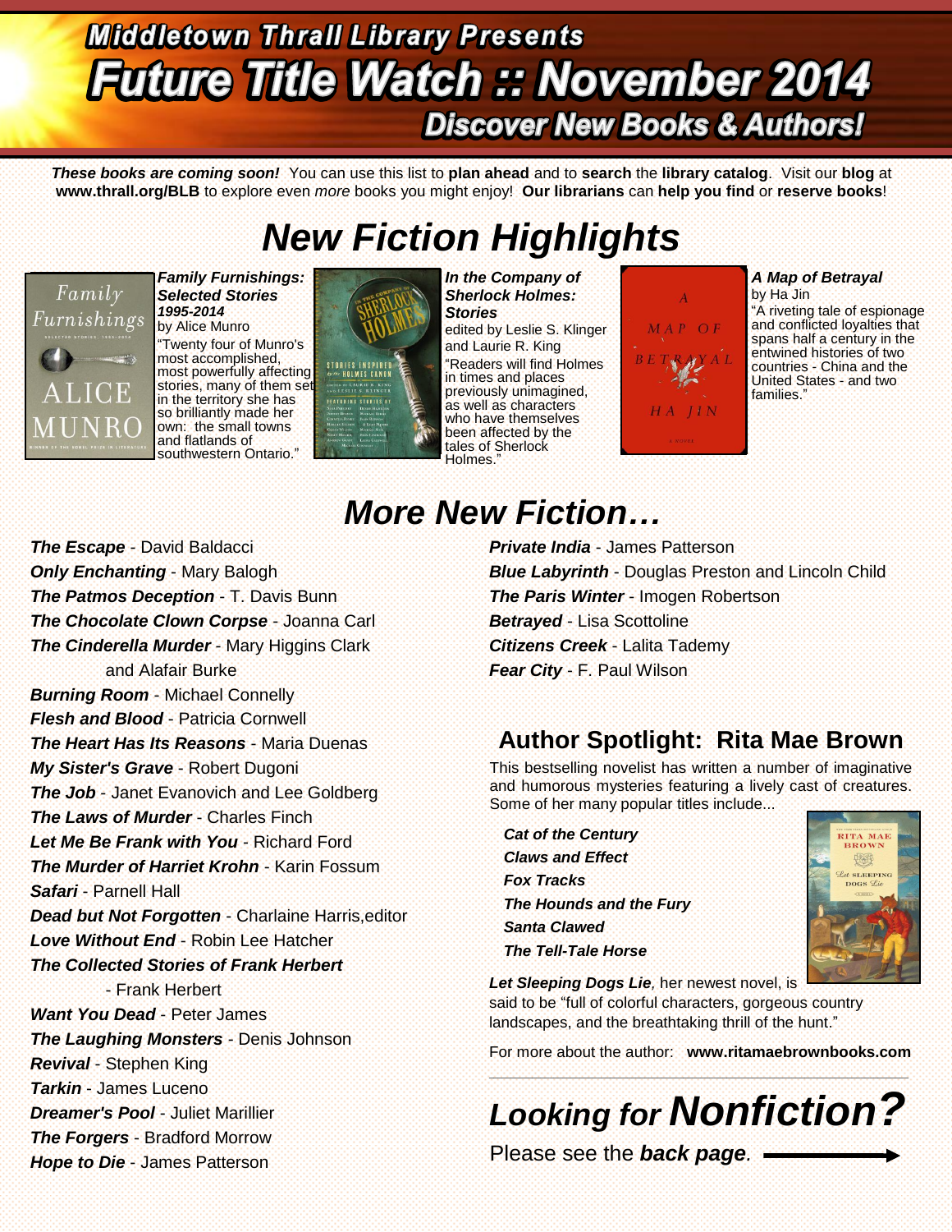# Middletown Thrall Library Presents

# Future Title Watch :: November 2014

## Discover New Books & Authors!

***These books are coming soon!*** You can use this list to **plan ahead** and to **search** the **library catalog**. Visit our **blog** at **www.thrall.org/BLB** to explore even *more* books you might enjoy! **Our librarians** can **help you find** or **reserve books**!

# *New Fiction Highlights*

***Family Furnishings: Selected Stories 1995-2014***
by Alice Munro
"Twenty four of Munro's most accomplished, most powerfully affecting stories, many of them set in the territory she has so brilliantly made her own: the small towns and flatlands of southwestern Ontario."

***In the Company of Sherlock Holmes: Stories***
edited by Leslie S. Klinger and Laurie R. King
"Readers will find Holmes in times and places previously unimagined, as well as characters who have themselves been affected by the tales of Sherlock Holmes."

***A Map of Betrayal***
by Ha Jin
"A riveting tale of espionage and conflicted loyalties that spans half a century in the entwined histories of two countries - China and the United States - and two families."

# *More New Fiction…*

***The Escape*** - David Baldacci
***Only Enchanting*** - Mary Balogh
***The Patmos Deception*** - T. Davis Bunn
***The Chocolate Clown Corpse*** - Joanna Carl
***The Cinderella Murder*** - Mary Higgins Clark and Alafair Burke
***Burning Room*** - Michael Connelly
***Flesh and Blood*** - Patricia Cornwell
***The Heart Has Its Reasons*** - Maria Duenas
***My Sister's Grave*** - Robert Dugoni
***The Job*** - Janet Evanovich and Lee Goldberg
***The Laws of Murder*** - Charles Finch
***Let Me Be Frank with You*** - Richard Ford
***The Murder of Harriet Krohn*** - Karin Fossum
***Safari*** - Parnell Hall
***Dead but Not Forgotten*** - Charlaine Harris,editor
***Love Without End*** - Robin Lee Hatcher
***The Collected Stories of Frank Herbert*** - Frank Herbert
***Want You Dead*** - Peter James
***The Laughing Monsters*** - Denis Johnson
***Revival*** - Stephen King
***Tarkin*** - James Luceno
***Dreamer's Pool*** - Juliet Marillier
***The Forgers*** - Bradford Morrow
***Hope to Die*** - James Patterson
***Private India*** - James Patterson
***Blue Labyrinth*** - Douglas Preston and Lincoln Child
***The Paris Winter*** - Imogen Robertson
***Betrayed*** - Lisa Scottoline
***Citizens Creek*** - Lalita Tademy
***Fear City*** - F. Paul Wilson

## Author Spotlight: Rita Mae Brown

This bestselling novelist has written a number of imaginative and humorous mysteries featuring a lively cast of creatures. Some of her many popular titles include...

***Cat of the Century***
***Claws and Effect***
***Fox Tracks***
***The Hounds and the Fury***
***Santa Clawed***
***The Tell-Tale Horse***

***Let Sleeping Dogs Lie***, her newest novel, is said to be "full of colorful characters, gorgeous country landscapes, and the breathtaking thrill of the hunt."

For more about the author: **www.ritamaebrownbooks.com**

# *Looking for Nonfiction?*

Please see the ***back page***.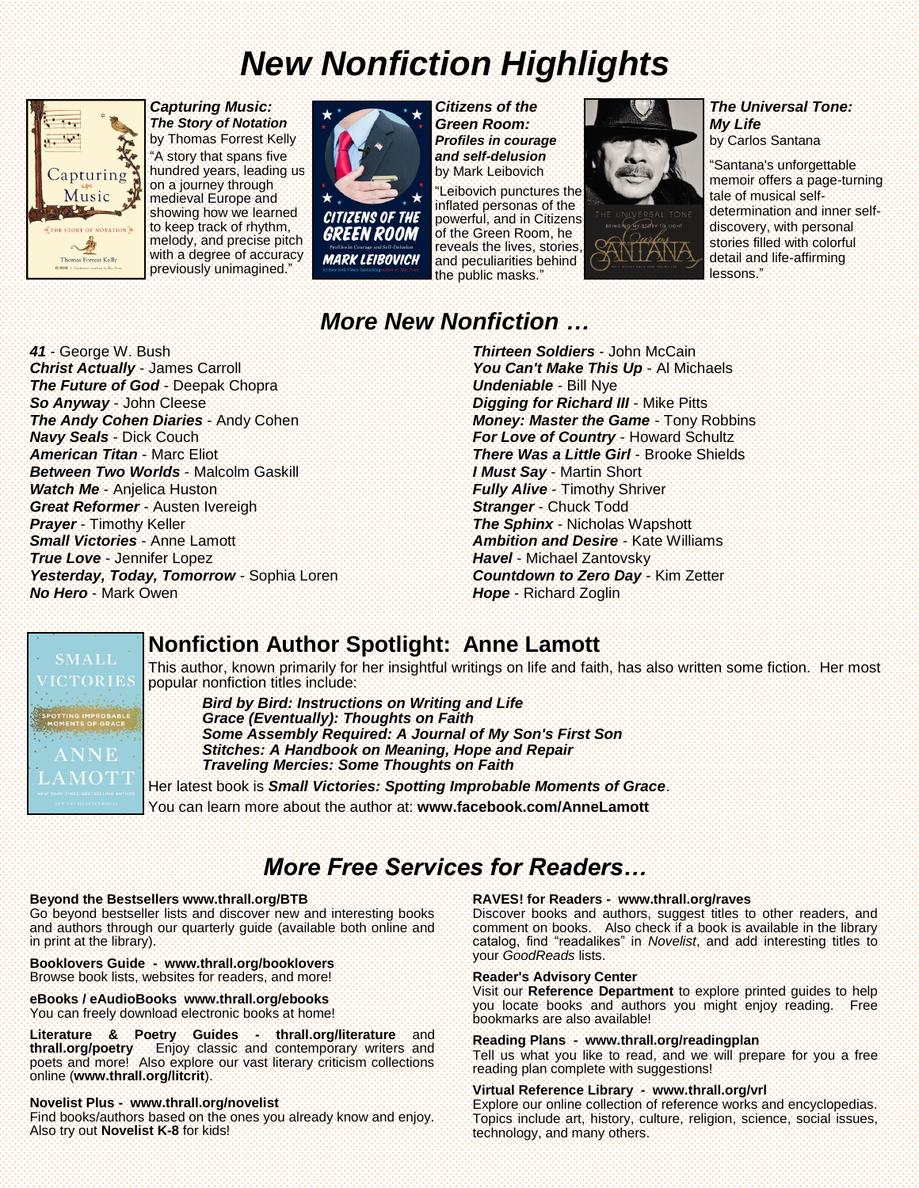# New Nonfiction Highlights

***Capturing Music: The Story of Notation***
by Thomas Forrest Kelly
"A story that spans five hundred years, leading us on a journey through medieval Europe and showing how we learned to keep track of rhythm, melody, and precise pitch with a degree of accuracy previously unimagined."

***Citizens of the Green Room: Profiles in courage and self-delusion***
by Mark Leibovich
"Leibovich punctures the inflated personas of the powerful, and in Citizens of the Green Room, he reveals the lives, stories, and peculiarities behind the public masks."

***The Universal Tone: My Life***
by Carlos Santana
"Santana's unforgettable memoir offers a page-turning tale of musical self-determination and inner self-discovery, with personal stories filled with colorful detail and life-affirming lessons."

## More New Nonfiction …

***41*** - George W. Bush
***Christ Actually*** - James Carroll
***The Future of God*** - Deepak Chopra
***So Anyway*** - John Cleese
***The Andy Cohen Diaries*** - Andy Cohen
***Navy Seals*** - Dick Couch
***American Titan*** - Marc Eliot
***Between Two Worlds*** - Malcolm Gaskill
***Watch Me*** - Anjelica Huston
***Great Reformer*** - Austen Ivereigh
***Prayer*** - Timothy Keller
***Small Victories*** - Anne Lamott
***True Love*** - Jennifer Lopez
***Yesterday, Today, Tomorrow*** - Sophia Loren
***No Hero*** - Mark Owen
***Thirteen Soldiers*** - John McCain
***You Can't Make This Up*** - Al Michaels
***Undeniable*** - Bill Nye
***Digging for Richard III*** - Mike Pitts
***Money: Master the Game*** - Tony Robbins
***For Love of Country*** - Howard Schultz
***There Was a Little Girl*** - Brooke Shields
***I Must Say*** - Martin Short
***Fully Alive*** - Timothy Shriver
***Stranger*** - Chuck Todd
***The Sphinx*** - Nicholas Wapshott
***Ambition and Desire*** - Kate Williams
***Havel*** - Michael Zantovsky
***Countdown to Zero Day*** - Kim Zetter
***Hope*** - Richard Zoglin

## Nonfiction Author Spotlight: Anne Lamott

This author, known primarily for her insightful writings on life and faith, has also written some fiction. Her most popular nonfiction titles include:

***Bird by Bird: Instructions on Writing and Life***
***Grace (Eventually): Thoughts on Faith***
***Some Assembly Required: A Journal of My Son's First Son***
***Stitches: A Handbook on Meaning, Hope and Repair***
***Traveling Mercies: Some Thoughts on Faith***

Her latest book is ***Small Victories: Spotting Improbable Moments of Grace***.

You can learn more about the author at: **www.facebook.com/AnneLamott**

## More Free Services for Readers…

**Beyond the Bestsellers www.thrall.org/BTB**
Go beyond bestseller lists and discover new and interesting books and authors through our quarterly guide (available both online and in print at the library).

**Booklovers Guide - www.thrall.org/booklovers**
Browse book lists, websites for readers, and more!

**eBooks / eAudioBooks www.thrall.org/ebooks**
You can freely download electronic books at home!

**Literature & Poetry Guides - thrall.org/literature** and **thrall.org/poetry** Enjoy classic and contemporary writers and poets and more! Also explore our vast literary criticism collections online (**www.thrall.org/litcrit**).

**Novelist Plus - www.thrall.org/novelist**
Find books/authors based on the ones you already know and enjoy. Also try out **Novelist K-8** for kids!

**RAVES! for Readers - www.thrall.org/raves**
Discover books and authors, suggest titles to other readers, and comment on books. Also check if a book is available in the library catalog, find "readalikes" in *Novelist*, and add interesting titles to your *GoodReads* lists.

**Reader's Advisory Center**
Visit our **Reference Department** to explore printed guides to help you locate books and authors you might enjoy reading. Free bookmarks are also available!

**Reading Plans - www.thrall.org/readingplan**
Tell us what you like to read, and we will prepare for you a free reading plan complete with suggestions!

**Virtual Reference Library - www.thrall.org/vrl**
Explore our online collection of reference works and encyclopedias. Topics include art, history, culture, religion, science, social issues, technology, and many others.